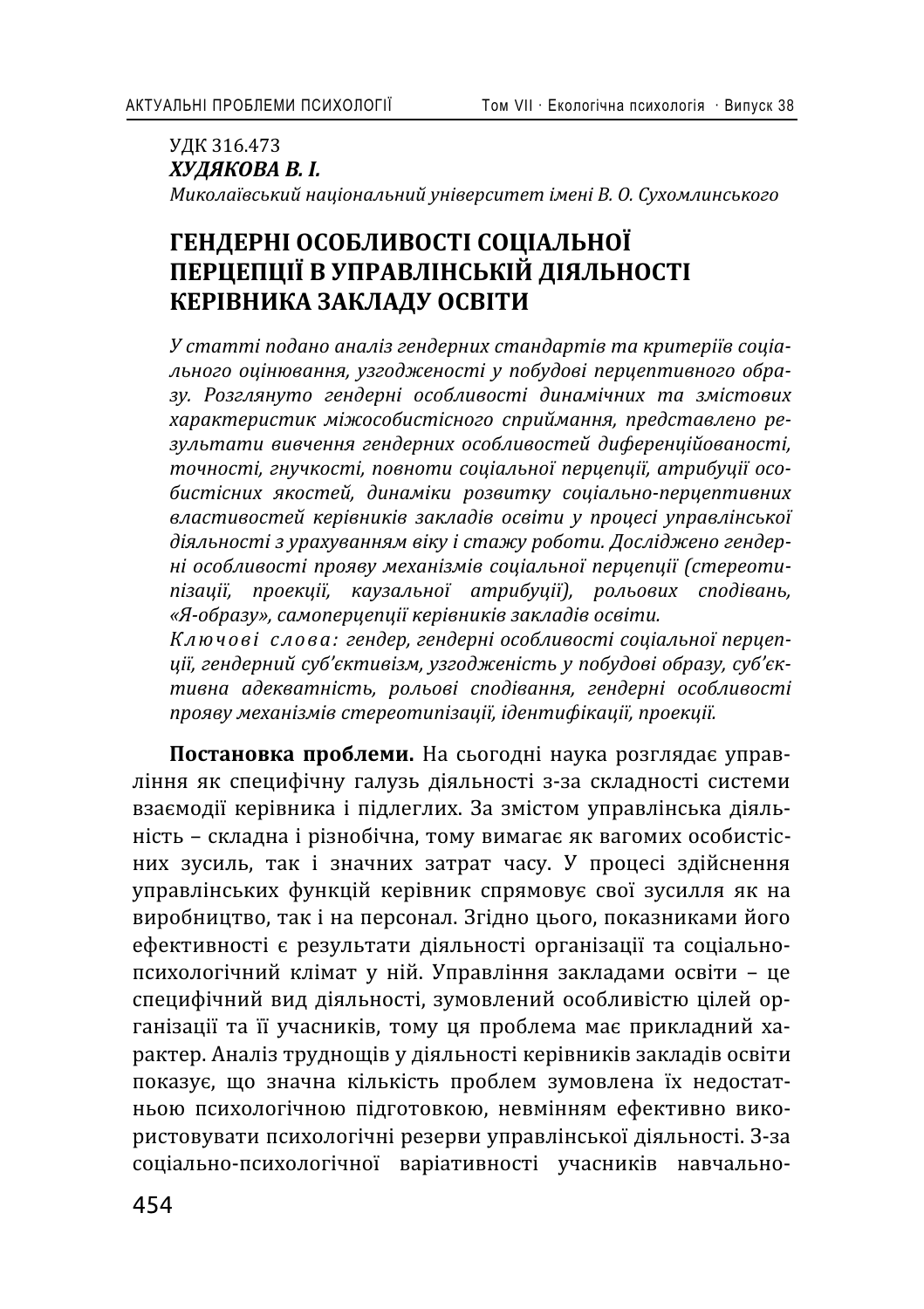УДК 316.473

***ХУДЯКОВА В. І.***

*Миколаївський національний університет імені В. О. Сухомлинського*

# ГЕНДЕРНІ ОСОБЛИВОСТІ СОЦІАЛЬНОЇ ПЕРЦЕПЦІЇ В УПРАВЛІНСЬКІЙ ДІЯЛЬНОСТІ КЕРІВНИКА ЗАКЛАДУ ОСВІТИ

*У статті подано аналіз гендерних стандартів та критеріїв соціального оцінювання, узгодженості у побудові перцептивного образу. Розглянуто гендерні особливості динамічних та змістових характеристик міжособистісного сприймання, представлено результати вивчення гендерних особливостей диференційованості, точності, гнучкості, повноти соціальної перцепції, атрибуції особистісних якостей, динаміки розвитку соціально-перцептивних властивостей керівників закладів освіти у процесі управлінської діяльності з урахуванням віку і стажу роботи. Досліджено гендерні особливості прояву механізмів соціальної перцепції (стереотипізації, проекції, каузальної атрибуції), рольових сподівань, «Я-образу», самоперцепції керівників закладів освіти.*

*Ключові слова: гендер, гендерні особливості соціальної перцепції, гендерний суб'єктивізм, узгодженість у побудові образу, суб'єктивна адекватність, рольові сподівання, гендерні особливості прояву механізмів стереотипізації, ідентифікації, проекції.*

**Постановка проблеми.** На сьогодні наука розглядає управління як специфічну галузь діяльності з-за складності системи взаємодії керівника і підлеглих. За змістом управлінська діяльність – складна і різнобічна, тому вимагає як вагомих особистісних зусиль, так і значних затрат часу. У процесі здійснення управлінських функцій керівник спрямовує свої зусилля як на виробництво, так і на персонал. Згідно цього, показниками його ефективності є результати діяльності організації та соціально-психологічний клімат у ній. Управління закладами освіти – це специфічний вид діяльності, зумовлений особливістю цілей організації та її учасників, тому ця проблема має прикладний характер. Аналіз труднощів у діяльності керівників закладів освіти показує, що значна кількість проблем зумовлена їх недостатньою психологічною підготовкою, невмінням ефективно використовувати психологічні резерви управлінської діяльності. З-за соціально-психологічної варіативності учасників навчально-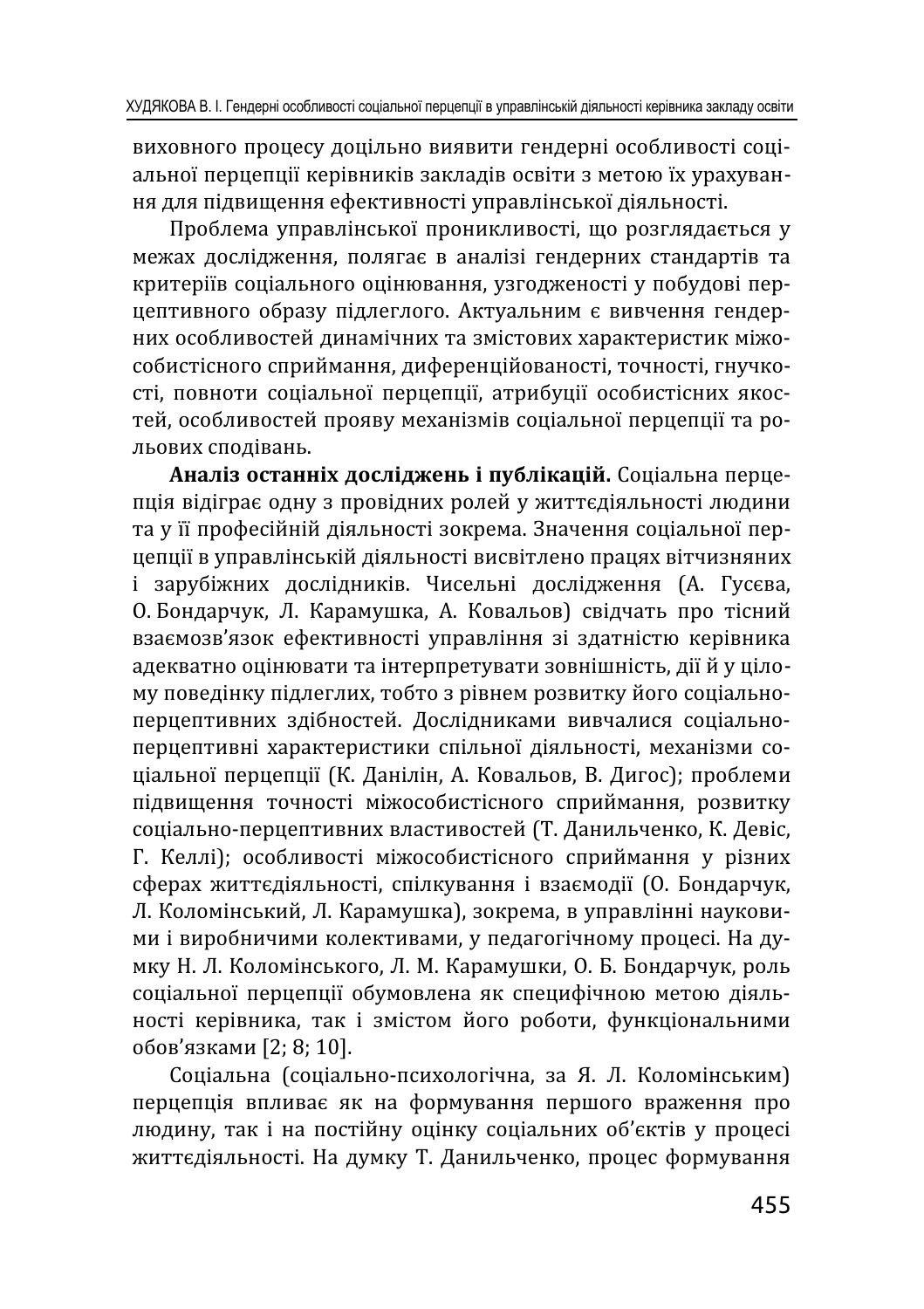виховного процесу доцільно виявити гендерні особливості соціальної перцепції керівників закладів освіти з метою їх урахування для підвищення ефективності управлінської діяльності.

Проблема управлінської проникливості, що розглядається у межах дослідження, полягає в аналізі гендерних стандартів та критеріїв соціального оцінювання, узгодженості у побудові перцептивного образу підлеглого. Актуальним є вивчення гендерних особливостей динамічних та змістових характеристик міжособистісного сприймання, диференційованості, точності, гнучкості, повноти соціальної перцепції, атрибуції особистісних якостей, особливостей прояву механізмів соціальної перцепції та рольових сподівань.

**Аналіз останніх досліджень і публікацій.** Соціальна перцепція відіграє одну з провідних ролей у життєдіяльності людини та у її професійній діяльності зокрема. Значення соціальної перцепції в управлінській діяльності висвітлено працях вітчизняних і зарубіжних дослідників. Чисельні дослідження (А. Гусєва, О. Бондарчук, Л. Карамушка, А. Ковальов) свідчать про тісний взаємозв'язок ефективності управління зі здатністю керівника адекватно оцінювати та інтерпретувати зовнішність, дії й у цілому поведінку підлеглих, тобто з рівнем розвитку його соціально-перцептивних здібностей. Дослідниками вивчалися соціально-перцептивні характеристики спільної діяльності, механізми соціальної перцепції (К. Данілін, А. Ковальов, В. Дигос); проблеми підвищення точності міжособистісного сприймання, розвитку соціально-перцептивних властивостей (Т. Данильченко, К. Девіс, Г. Келлі); особливості міжособистісного сприймання у різних сферах життєдіяльності, спілкування і взаємодії (О. Бондарчук, Л. Коломінський, Л. Карамушка), зокрема, в управлінні науковими і виробничими колективами, у педагогічному процесі. На думку Н. Л. Коломінського, Л. М. Карамушки, О. Б. Бондарчук, роль соціальної перцепції обумовлена як специфічною метою діяльності керівника, так і змістом його роботи, функціональними обов'язками [2; 8; 10].

Соціальна (соціально-психологічна, за Я. Л. Коломінським) перцепція впливає як на формування першого враження про людину, так і на постійну оцінку соціальних об'єктів у процесі життєдіяльності. На думку Т. Данильченко, процес формування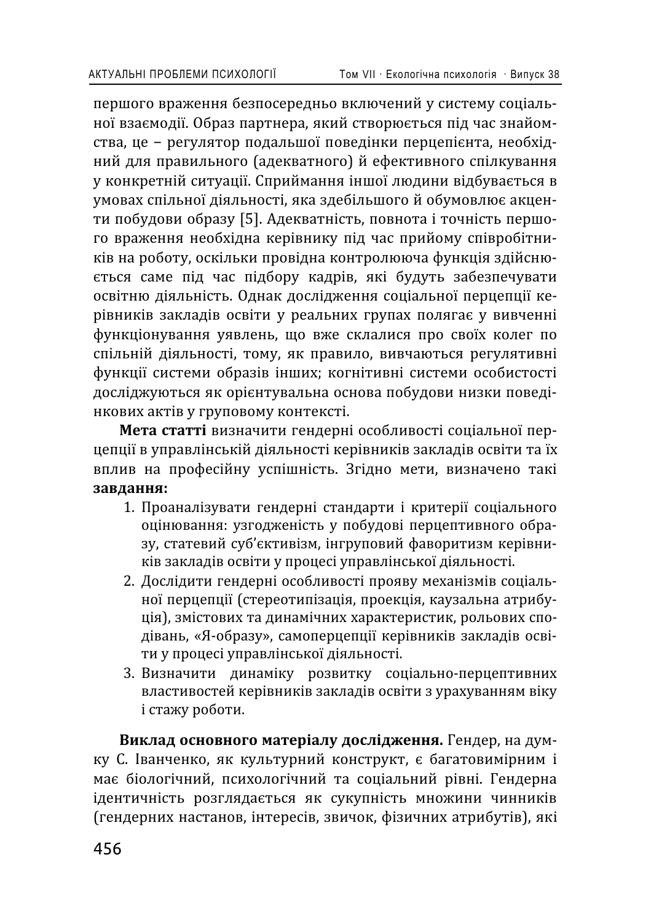першого враження безпосередньо включений у систему соціальної взаємодії. Образ партнера, який створюється під час знайомства, це – регулятор подальшої поведінки перцепієнта, необхідний для правильного (адекватного) й ефективного спілкування у конкретній ситуації. Сприймання іншої людини відбувається в умовах спільної діяльності, яка здебільшого й обумовлює акценти побудови образу [5]. Адекватність, повнота і точність першого враження необхідна керівнику під час прийому співробітників на роботу, оскільки провідна контролююча функція здійснюється саме під час підбору кадрів, які будуть забезпечувати освітню діяльність. Однак дослідження соціальної перцепції керівників закладів освіти у реальних групах полягає у вивченні функціонування уявлень, що вже склалися про своїх колег по спільній діяльності, тому, як правило, вивчаються регулятивні функції системи образів інших; когнітивні системи особистості досліджуються як орієнтувальна основа побудови низки поведінкових актів у груповому контексті.

**Мета статті** визначити гендерні особливості соціальної перцепції в управлінській діяльності керівників закладів освіти та їх вплив на професійну успішність. Згідно мети, визначено такі **завдання:**

1. Проаналізувати гендерні стандарти і критерії соціального оцінювання: узгодженість у побудові перцептивного образу, статевий суб'єктивізм, інгруповий фаворитизм керівників закладів освіти у процесі управлінської діяльності.
2. Дослідити гендерні особливості прояву механізмів соціальної перцепції (стереотипізація, проекція, каузальна атрибуція), змістових та динамічних характеристик, рольових сподівань, «Я-образу», самоперцепції керівників закладів освіти у процесі управлінської діяльності.
3. Визначити динаміку розвитку соціально-перцептивних властивостей керівників закладів освіти з урахуванням віку і стажу роботи.

**Виклад основного матеріалу дослідження.** Гендер, на думку С. Іванченко, як культурний конструкт, є багатовимірним і має біологічний, психологічний та соціальний рівні. Гендерна ідентичність розглядається як сукупність множини чинників (гендерних настанов, інтересів, звичок, фізичних атрибутів), які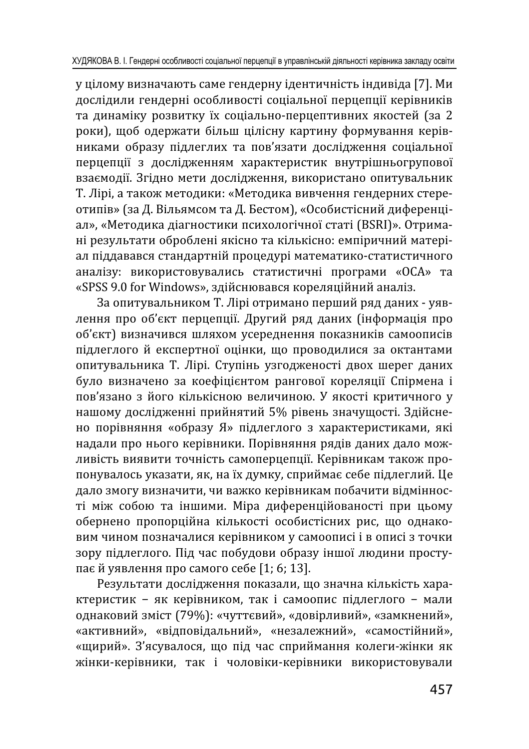у цілому визначають саме гендерну ідентичність індивіда [7]. Ми дослідили гендерні особливості соціальної перцепції керівників та динаміку розвитку їх соціально-перцептивних якостей (за 2 роки), щоб одержати більш цілісну картину формування керівниками образу підлеглих та пов'язати дослідження соціальної перцепції з дослідженням характеристик внутрішньогрупової взаємодії. Згідно мети дослідження, використано опитувальник Т. Лірі, а також методики: «Методика вивчення гендерних стереотипів» (за Д. Вільямсом та Д. Бестом), «Особистісний диференціал», «Методика діагностики психологічної статі (BSRI)». Отримані результати оброблені якісно та кількісно: емпіричний матеріал піддавався стандартній процедурі математико-статистичного аналізу: використовувались статистичні програми «ОСА» та «SPSS 9.0 for Windows», здійснювався кореляційний аналіз.

За опитувальником Т. Лірі отримано перший ряд даних - уявлення про об'єкт перцепції. Другий ряд даних (інформація про об'єкт) визначився шляхом усереднення показників самоописів підлеглого й експертної оцінки, що проводилися за октантами опитувальника Т. Лірі. Ступінь узгодженості двох шерег даних було визначено за коефіцієнтом рангової кореляції Спірмена і пов'язано з його кількісною величиною. У якості критичного у нашому дослідженні прийнятий 5% рівень значущості. Здійснено порівняння «образу Я» підлеглого з характеристиками, які надали про нього керівники. Порівняння рядів даних дало можливість виявити точність самоперцепції. Керівникам також пропонувалось указати, як, на їх думку, сприймає себе підлеглий. Це дало змогу визначити, чи важко керівникам побачити відмінності між собою та іншими. Міра диференційованості при цьому обернено пропорційна кількості особистісних рис, що однаковим чином позначалися керівником у самоописі і в описі з точки зору підлеглого. Під час побудови образу іншої людини проступає й уявлення про самого себе [1; 6; 13].

Результати дослідження показали, що значна кількість характеристик – як керівником, так і самоопис підлеглого – мали однаковий зміст (79%): «чуттєвий», «довірливий», «замкнений», «активний», «відповідальний», «незалежний», «самостійний», «щирий». З'ясувалося, що під час сприймання колеги-жінки як жінки-керівники, так і чоловіки-керівники використовували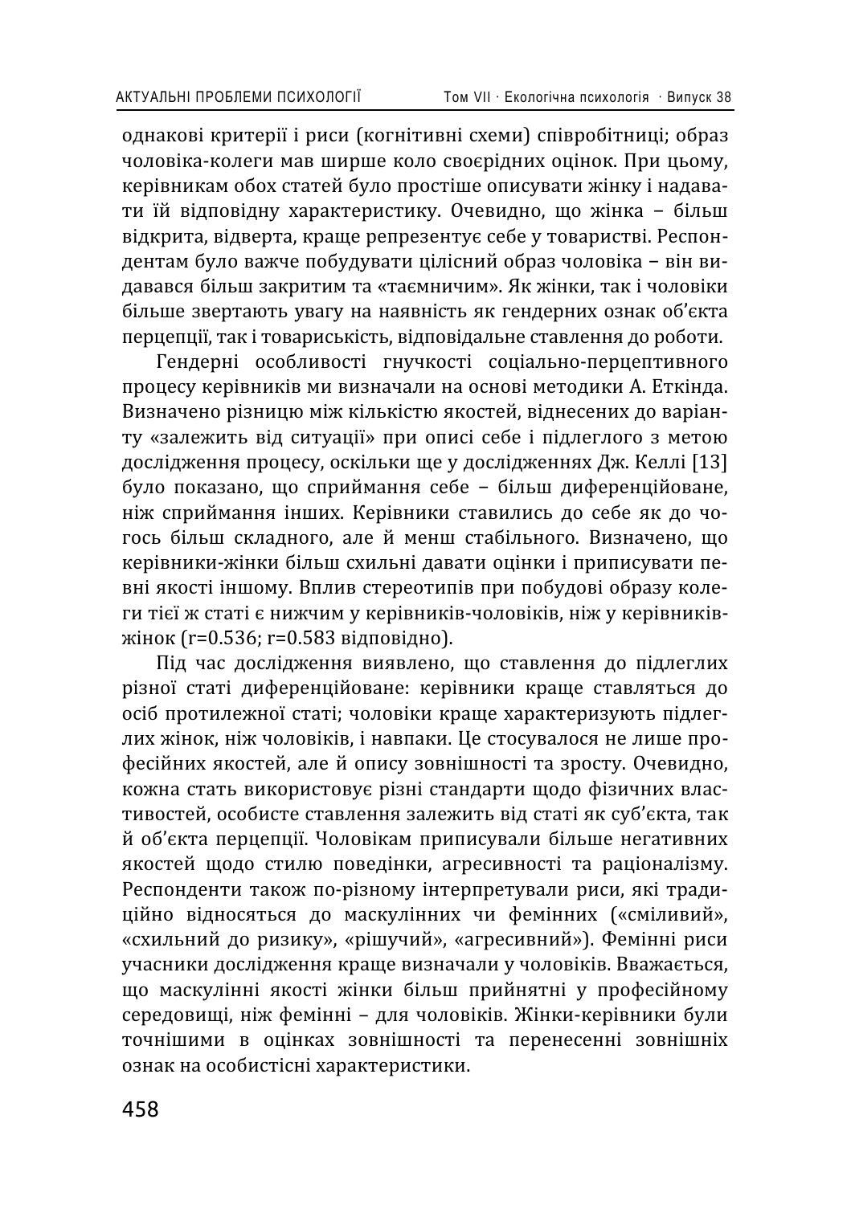однакові критерії і риси (когнітивні схеми) співробітниці; образ чоловіка-колеги мав ширше коло своєрідних оцінок. При цьому, керівникам обох статей було простіше описувати жінку і надавати їй відповідну характеристику. Очевидно, що жінка – більш відкрита, відверта, краще репрезентує себе у товаристві. Респондентам було важче побудувати цілісний образ чоловіка – він видавався більш закритим та «таємничим». Як жінки, так і чоловіки більше звертають увагу на наявність як гендерних ознак об'єкта перцепції, так і товариськість, відповідальне ставлення до роботи.

Гендерні особливості гнучкості соціально-перцептивного процесу керівників ми визначали на основі методики А. Еткінда. Визначено різницю між кількістю якостей, віднесених до варіанту «залежить від ситуації» при описі себе і підлеглого з метою дослідження процесу, оскільки ще у дослідженнях Дж. Келлі [13] було показано, що сприймання себе – більш диференційоване, ніж сприймання інших. Керівники ставились до себе як до чогось більш складного, але й менш стабільного. Визначено, що керівники-жінки більш схильні давати оцінки і приписувати певні якості іншому. Вплив стереотипів при побудові образу колеги тієї ж статі є нижчим у керівників-чоловіків, ніж у керівників-жінок ($r=0.536$; $r=0.583$ відповідно).

Під час дослідження виявлено, що ставлення до підлеглих різної статі диференційоване: керівники краще ставляться до осіб протилежної статі; чоловіки краще характеризують підлеглих жінок, ніж чоловіків, і навпаки. Це стосувалося не лише професійних якостей, але й опису зовнішності та зросту. Очевидно, кожна стать використовує різні стандарти щодо фізичних властивостей, особисте ставлення залежить від статі як суб'єкта, так й об'єкта перцепції. Чоловікам приписували більше негативних якостей щодо стилю поведінки, агресивності та раціоналізму. Респонденти також по-різному інтерпретували риси, які традиційно відносяться до маскулінних чи фемінних («сміливий», «схильний до ризику», «рішучий», «агресивний»). Фемінні риси учасники дослідження краще визначали у чоловіків. Вважається, що маскулінні якості жінки більш прийнятні у професійному середовищі, ніж фемінні – для чоловіків. Жінки-керівники були точнішими в оцінках зовнішності та перенесенні зовнішніх ознак на особистісні характеристики.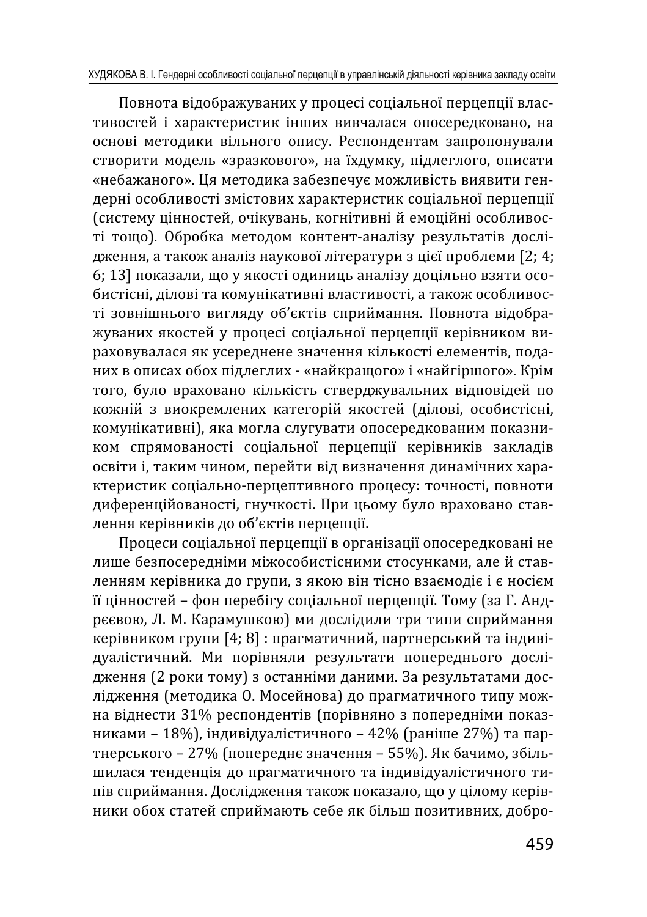Повнота відображуваних у процесі соціальної перцепції властивостей і характеристик інших вивчалася опосередковано, на основі методики вільного опису. Респондентам запропонували створити модель «зразкового», на їхдумку, підлеглого, описати «небажаного». Ця методика забезпечує можливість виявити гендерні особливості змістових характеристик соціальної перцепції (систему цінностей, очікувань, когнітивні й емоційні особливості тощо). Обробка методом контент-аналізу результатів дослідження, а також аналіз наукової літератури з цієї проблеми [2; 4; 6; 13] показали, що у якості одиниць аналізу доцільно взяти особистісні, ділові та комунікативні властивості, а також особливості зовнішнього вигляду об'єктів сприймання. Повнота відображуваних якостей у процесі соціальної перцепції керівником враховувалася як усереднене значення кількості елементів, поданих в описах обох підлеглих - «найкращого» і «найгіршого». Крім того, було враховано кількість стверджувальних відповідей по кожній з виокремлених категорій якостей (ділові, особистісні, комунікативні), яка могла слугувати опосередкованим показником спрямованості соціальної перцепції керівників закладів освіти і, таким чином, перейти від визначення динамічних характеристик соціально-перцептивного процесу: точності, повноти диференційованості, гнучкості. При цьому було враховано ставлення керівників до об'єктів перцепції.

Процеси соціальної перцепції в організації опосередковані не лише безпосередніми міжособистісними стосунками, але й ставленням керівника до групи, з якою він тісно взаємодіє і є носієм її цінностей – фон перебігу соціальної перцепції. Тому (за Г. Андрєєвою, Л. М. Карамушкою) ми дослідили три типи сприймання керівником групи [4; 8] : прагматичний, партнерський та індивідуалістичний. Ми порівняли результати попереднього дослідження (2 роки тому) з останніми даними. За результатами дослідження (методика О. Мосейнова) до прагматичного типу можна віднести 31% респондентів (порівняно з попередніми показниками – 18%), індивідуалістичного – 42% (раніше 27%) та партнерського – 27% (попереднє значення – 55%). Як бачимо, збільшилася тенденція до прагматичного та індивідуалістичного типів сприймання. Дослідження також показало, що у цілому керівники обох статей сприймають себе як більш позитивних, добро-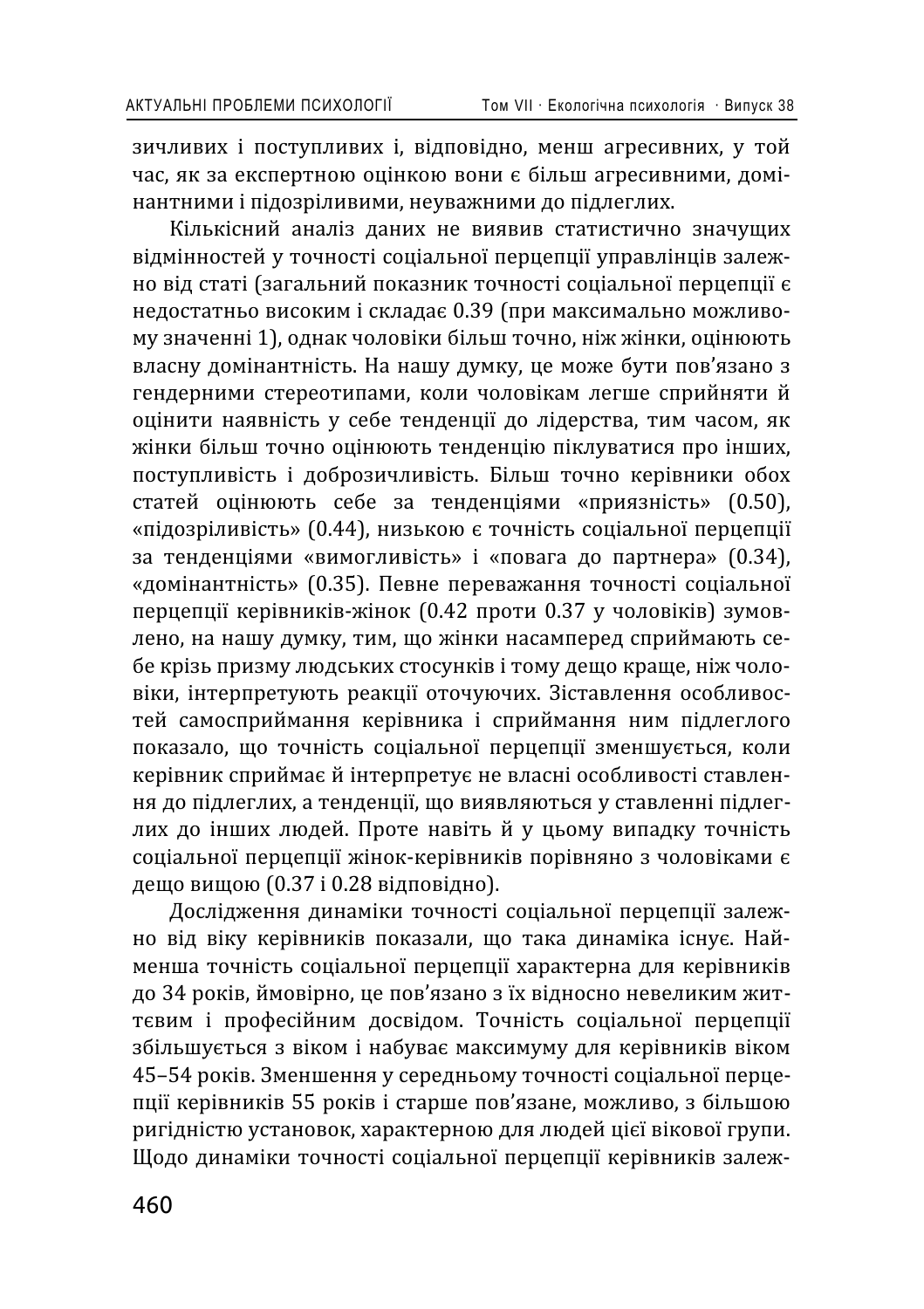зичливих і поступливих і, відповідно, менш агресивних, у той час, як за експертною оцінкою вони є більш агресивними, домінантними і підозріливими, неуважними до підлеглих.

Кількісний аналіз даних не виявив статистично значущих відмінностей у точності соціальної перцепції управлінців залежно від статі (загальний показник точності соціальної перцепції є недостатньо високим і складає 0.39 (при максимально можливому значенні 1), однак чоловіки більш точно, ніж жінки, оцінюють власну домінантність. На нашу думку, це може бути пов'язано з гендерними стереотипами, коли чоловікам легше сприйняти й оцінити наявність у себе тенденції до лідерства, тим часом, як жінки більш точно оцінюють тенденцію піклуватися про інших, поступливість і доброзичливість. Більш точно керівники обох статей оцінюють себе за тенденціями «приязність» (0.50), «підозріливість» (0.44), низькою є точність соціальної перцепції за тенденціями «вимогливість» і «повага до партнера» (0.34), «домінантність» (0.35). Певне переважання точності соціальної перцепції керівників-жінок (0.42 проти 0.37 у чоловіків) зумовлено, на нашу думку, тим, що жінки насамперед сприймають себе крізь призму людських стосунків і тому дещо краще, ніж чоловіки, інтерпретують реакції оточуючих. Зіставлення особливостей самосприймання керівника і сприймання ним підлеглого показало, що точність соціальної перцепції зменшується, коли керівник сприймає й інтерпретує не власні особливості ставлення до підлеглих, а тенденції, що виявляються у ставленні підлеглих до інших людей. Проте навіть й у цьому випадку точність соціальної перцепції жінок-керівників порівняно з чоловіками є дещо вищою (0.37 і 0.28 відповідно).

Дослідження динаміки точності соціальної перцепції залежно від віку керівників показали, що така динаміка існує. Найменша точність соціальної перцепції характерна для керівників до 34 років, ймовірно, це пов'язано з їх відносно невеликим життєвим і професійним досвідом. Точність соціальної перцепції збільшується з віком і набуває максимуму для керівників віком 45–54 років. Зменшення у середньому точності соціальної перцепції керівників 55 років і старше пов'язане, можливо, з більшою ригідністю установок, характерною для людей цієї вікової групи. Щодо динаміки точності соціальної перцепції керівників залеж-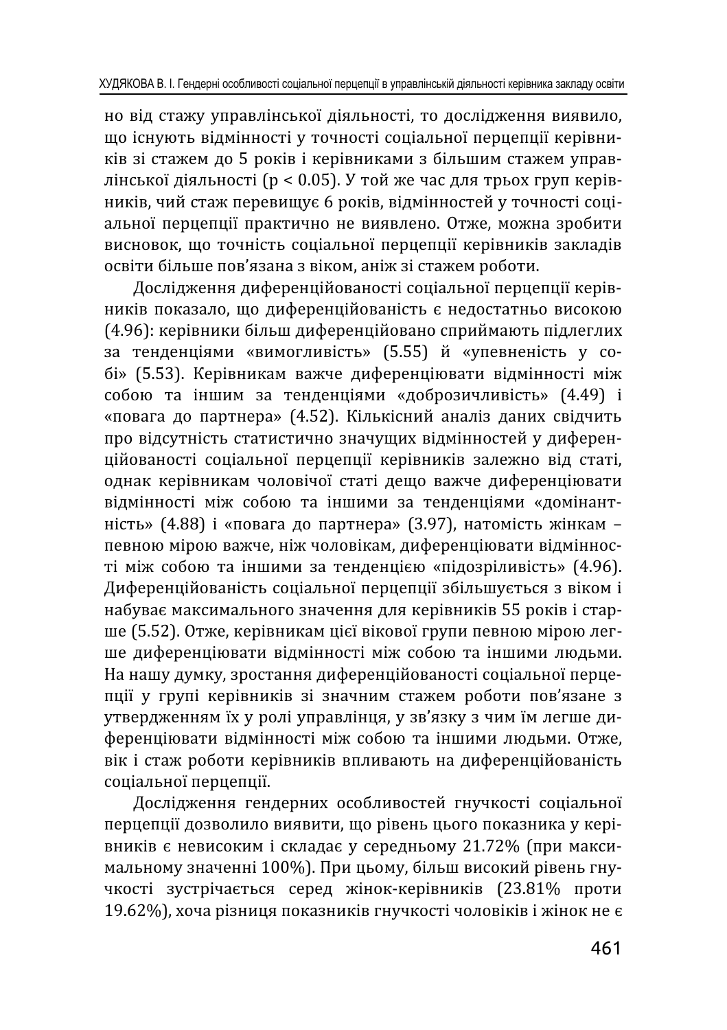но від стажу управлінської діяльності, то дослідження виявило, що існують відмінності у точності соціальної перцепції керівників зі стажем до 5 років і керівниками з більшим стажем управлінської діяльності ($p < 0.05$). У той же час для трьох груп керівників, чий стаж перевищує 6 років, відмінностей у точності соціальної перцепції практично не виявлено. Отже, можна зробити висновок, що точність соціальної перцепції керівників закладів освіти більше пов'язана з віком, аніж зі стажем роботи.

Дослідження диференційованості соціальної перцепції керівників показало, що диференційованість є недостатньо високою (4.96): керівники більш диференційовано сприймають підлеглих за тенденціями «вимогливість» (5.55) й «упевненість у собі» (5.53). Керівникам важче диференціювати відмінності між собою та іншим за тенденціями «доброзичливість» (4.49) і «повага до партнера» (4.52). Кількісний аналіз даних свідчить про відсутність статистично значущих відмінностей у диференційованості соціальної перцепції керівників залежно від статі, однак керівникам чоловічої статі дещо важче диференціювати відмінності між собою та іншими за тенденціями «домінантність» (4.88) і «повага до партнера» (3.97), натомість жінкам – певною мірою важче, ніж чоловікам, диференціювати відмінності між собою та іншими за тенденцією «підозріливість» (4.96). Диференційованість соціальної перцепції збільшується з віком і набуває максимального значення для керівників 55 років і старше (5.52). Отже, керівникам цієї вікової групи певною мірою легше диференціювати відмінності між собою та іншими людьми. На нашу думку, зростання диференційованості соціальної перцепції у групі керівників зі значним стажем роботи пов'язане з утвердженням їх у ролі управлінця, у зв'язку з чим їм легше диференціювати відмінності між собою та іншими людьми. Отже, вік і стаж роботи керівників впливають на диференційованість соціальної перцепції.

Дослідження гендерних особливостей гнучкості соціальної перцепції дозволило виявити, що рівень цього показника у керівників є невисоким і складає у середньому 21.72% (при максимальному значенні 100%). При цьому, більш високий рівень гнучкості зустрічається серед жінок-керівників (23.81% проти 19.62%), хоча різниця показників гнучкості чоловіків і жінок не є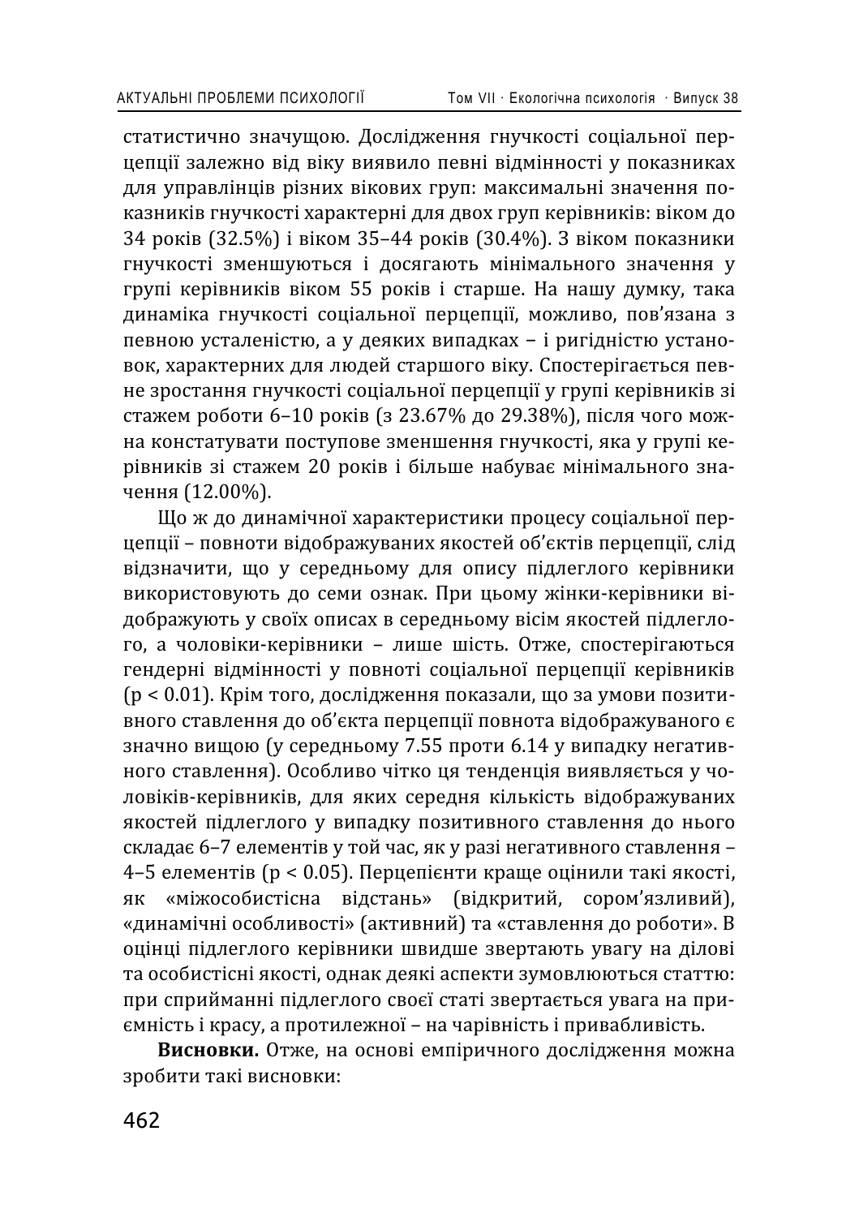статистично значущою. Дослідження гнучкості соціальної перцепції залежно від віку виявило певні відмінності у показниках для управлінців різних вікових груп: максимальні значення показників гнучкості характерні для двох груп керівників: віком до 34 років (32.5%) і віком 35–44 років (30.4%). З віком показники гнучкості зменшуються і досягають мінімального значення у групі керівників віком 55 років і старше. На нашу думку, така динаміка гнучкості соціальної перцепції, можливо, пов'язана з певною усталеністю, а у деяких випадках – і ригідністю установок, характерних для людей старшого віку. Спостерігається певне зростання гнучкості соціальної перцепції у групі керівників зі стажем роботи 6–10 років (з 23.67% до 29.38%), після чого можна констатувати поступове зменшення гнучкості, яка у групі керівників зі стажем 20 років і більше набуває мінімального значення (12.00%).

Що ж до динамічної характеристики процесу соціальної перцепції – повноти відображуваних якостей об'єктів перцепції, слід відзначити, що у середньому для опису підлеглого керівники використовують до семи ознак. При цьому жінки-керівники відображують у своїх описах в середньому вісім якостей підлеглого, а чоловіки-керівники – лише шість. Отже, спостерігаються гендерні відмінності у повноті соціальної перцепції керівників ($p < 0.01$). Крім того, дослідження показали, що за умови позитивного ставлення до об'єкта перцепції повнота відображуваного є значно вищою (у середньому 7.55 проти 6.14 у випадку негативного ставлення). Особливо чітко ця тенденція виявляється у чоловіків-керівників, для яких середня кількість відображуваних якостей підлеглого у випадку позитивного ставлення до нього складає 6–7 елементів у той час, як у разі негативного ставлення – 4–5 елементів ($p < 0.05$). Перцепієнти краще оцінили такі якості, як «міжособистісна відстань» (відкритий, сором'язливий), «динамічні особливості» (активний) та «ставлення до роботи». В оцінці підлеглого керівники швидше звертають увагу на ділові та особистісні якості, однак деякі аспекти зумовлюються статтю: при сприйманні підлеглого своєї статі звертається увага на приємність і красу, а протилежної – на чарівність і привабливість.

**Висновки.** Отже, на основі емпіричного дослідження можна зробити такі висновки: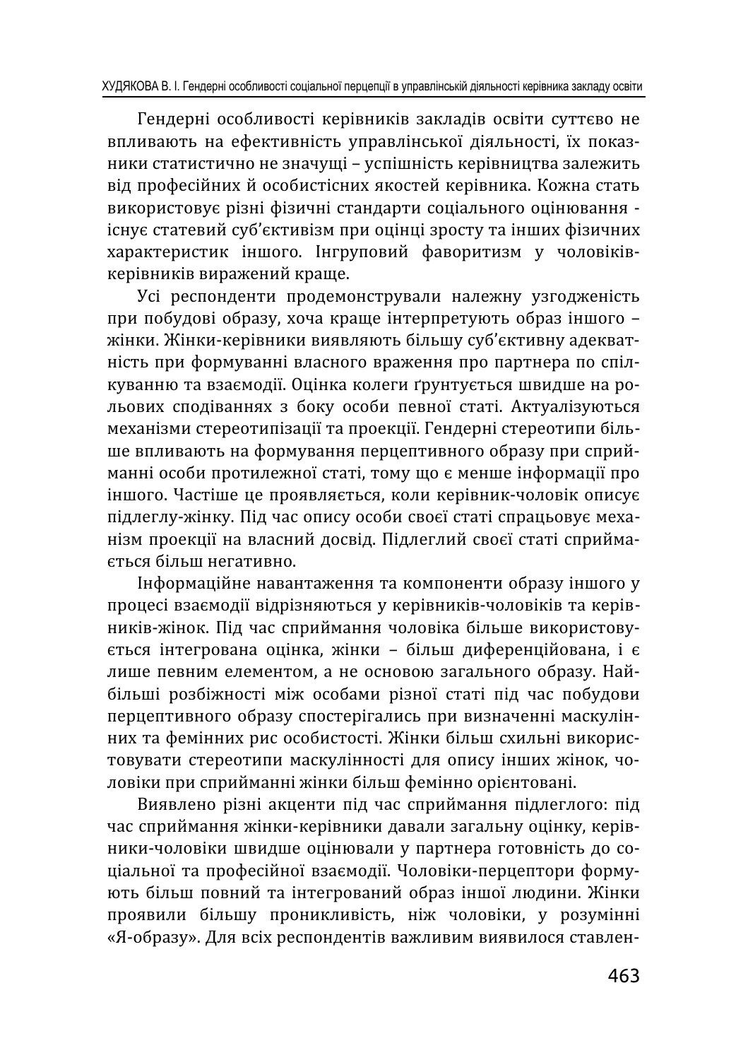Гендерні особливості керівників закладів освіти суттєво не впливають на ефективність управлінської діяльності, їх показники статистично не значущі – успішність керівництва залежить від професійних й особистісних якостей керівника. Кожна стать використовує різні фізичні стандарти соціального оцінювання - існує статевий суб'єктивізм при оцінці зросту та інших фізичних характеристик іншого. Інгруповий фаворитизм у чоловіків-керівників виражений краще.

Усі респонденти продемонстрували належну узгодженість при побудові образу, хоча краще інтерпретують образ іншого – жінки. Жінки-керівники виявляють більшу суб'єктивну адекватність при формуванні власного враження про партнера по спілкуванню та взаємодії. Оцінка колеги ґрунтується швидше на рольових сподіваннях з боку особи певної статі. Актуалізуються механізми стереотипізації та проекції. Гендерні стереотипи більше впливають на формування перцептивного образу при сприйманні особи протилежної статі, тому що є менше інформації про іншого. Частіше це проявляється, коли керівник-чоловік описує підлеглу-жінку. Під час опису особи своєї статі спрацьовує механізм проекції на власний досвід. Підлеглий своєї статі сприймається більш негативно.

Інформаційне навантаження та компоненти образу іншого у процесі взаємодії відрізняються у керівників-чоловіків та керівників-жінок. Під час сприймання чоловіка більше використовується інтегрована оцінка, жінки – більш диференційована, і є лише певним елементом, а не основою загального образу. Найбільші розбіжності між особами різної статі під час побудови перцептивного образу спостерігались при визначенні маскулінних та фемінних рис особистості. Жінки більш схильні використовувати стереотипи маскулінності для опису інших жінок, чоловіки при сприйманні жінки більш фемінно орієнтовані.

Виявлено різні акценти під час сприймання підлеглого: під час сприймання жінки-керівники давали загальну оцінку, керівники-чоловіки швидше оцінювали у партнера готовність до соціальної та професійної взаємодії. Чоловіки-перцептори формують більш повний та інтегрований образ іншої людини. Жінки проявили більшу проникливість, ніж чоловіки, у розумінні «Я-образу». Для всіх респондентів важливим виявилося ставлен-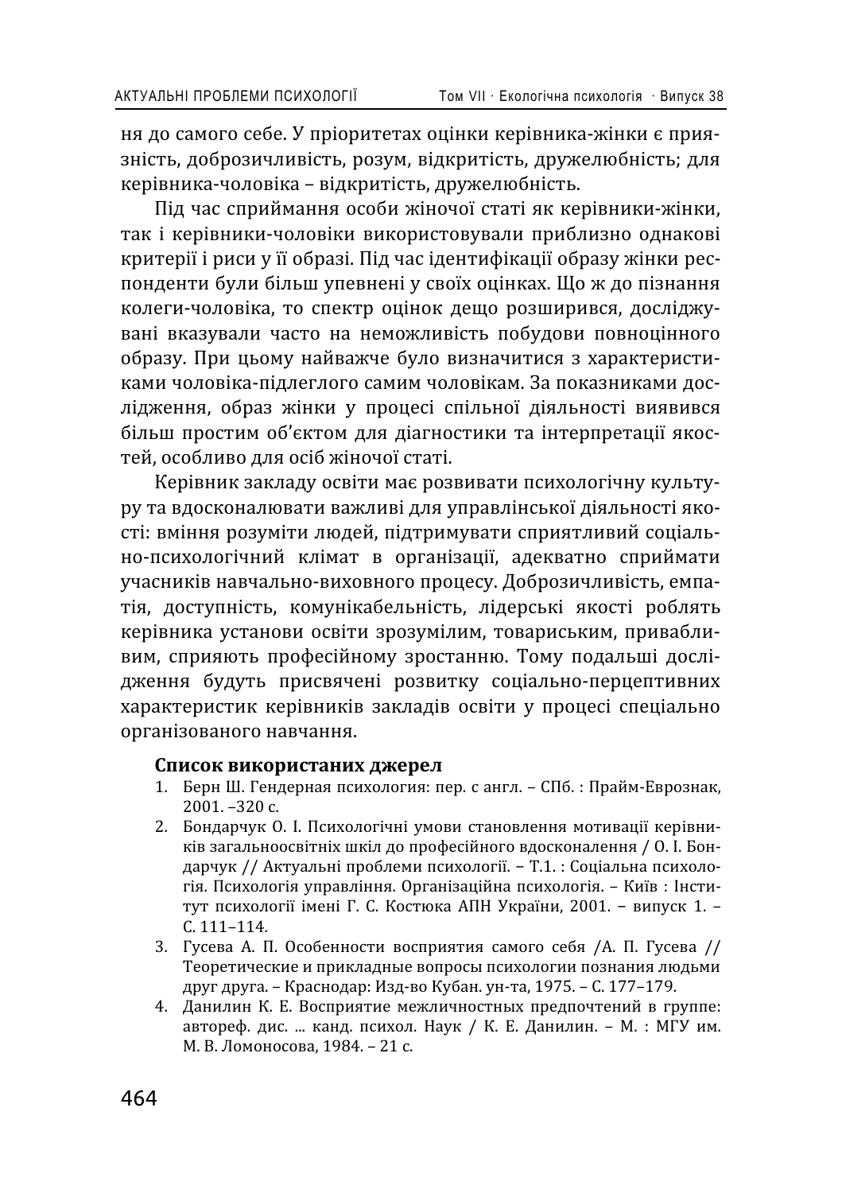ня до самого себе. У пріоритетах оцінки керівника-жінки є приязність, доброзичливість, розум, відкритість, дружелюбність; для керівника-чоловіка – відкритість, дружелюбність.

Під час сприймання особи жіночої статі як керівники-жінки, так і керівники-чоловіки використовували приблизно однакові критерії і риси у її образі. Під час ідентифікації образу жінки респонденти були більш упевнені у своїх оцінках. Що ж до пізнання колеги-чоловіка, то спектр оцінок дещо розширився, досліджувані вказували часто на неможливість побудови повноцінного образу. При цьому найважче було визначитися з характеристиками чоловіка-підлеглого самим чоловікам. За показниками дослідження, образ жінки у процесі спільної діяльності виявився більш простим об'єктом для діагностики та інтерпретації якостей, особливо для осіб жіночої статі.

Керівник закладу освіти має розвивати психологічну культуру та вдосконалювати важливі для управлінської діяльності якості: вміння розуміти людей, підтримувати сприятливий соціально-психологічний клімат в організації, адекватно сприймати учасників навчально-виховного процесу. Доброзичливість, емпатія, доступність, комунікабельність, лідерські якості роблять керівника установи освіти зрозумілим, товариським, привабливим, сприяють професійному зростанню. Тому подальші дослідження будуть присвячені розвитку соціально-перцептивних характеристик керівників закладів освіти у процесі спеціально організованого навчання.

**Список використаних джерел**

1. Берн Ш. Гендерная психология: пер. с англ. – СПб. : Прайм-Еврознак, 2001. –320 с.
2. Бондарчук О. І. Психологічні умови становлення мотивації керівників загальноосвітніх шкіл до професійного вдосконалення / О. І. Бондарчук // Актуальні проблеми психології. – Т.1. : Соціальна психологія. Психологія управління. Організаційна психологія. – Київ : Інститут психології імені Г. С. Костюка АПН України, 2001. – випуск 1. – С. 111–114.
3. Гусева А. П. Особенности восприятия самого себя /А. П. Гусева // Теоретические и прикладные вопросы психологии познания людьми друг друга. – Краснодар: Изд-во Кубан. ун-та, 1975. – С. 177–179.
4. Данилин К. Е. Восприятие межличностных предпочтений в группе: автореф. дис. ... канд. психол. Наук / К. Е. Данилин. – М. : МГУ им. М. В. Ломоносова, 1984. – 21 с.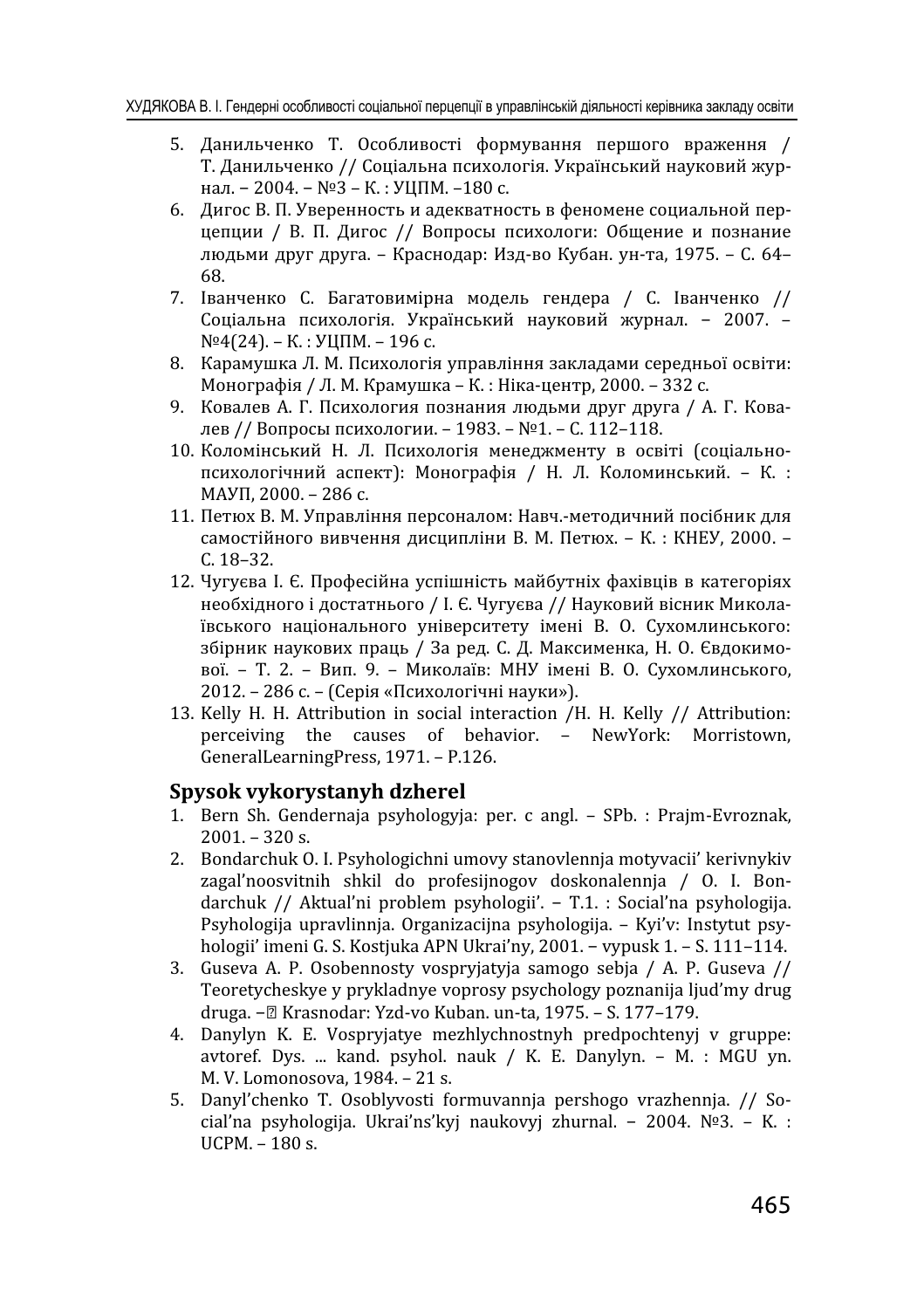5. Данильченко Т. Особливості формування першого враження / Т. Данильченко // Соціальна психологія. Український науковий журнал. – 2004. – №3 – К. : УЦПМ. –180 с.
6. Дигос В. П. Уверенность и адекватность в феномене социальной перцепции / В. П. Дигос // Вопросы психологи: Общение и познание людьми друг друга. – Краснодар: Изд-во Кубан. ун-та, 1975. – С. 64–68.
7. Іванченко С. Багатовимірна модель гендера / С. Іванченко // Соціальна психологія. Український науковий журнал. – 2007. – №4(24). – К. : УЦПМ. – 196 с.
8. Карамушка Л. М. Психологія управління закладами середньої освіти: Монографія / Л. М. Крамушка – К. : Ніка-центр, 2000. – 332 с.
9. Ковалев А. Г. Психология познания людьми друг друга / А. Г. Ковалев // Вопросы психологии. – 1983. – №1. – С. 112–118.
10. Коломінський Н. Л. Психологія менеджменту в освіті (соціально-психологічний аспект): Монографія / Н. Л. Коломинський. – К. : МАУП, 2000. – 286 с.
11. Петюх В. М. Управління персоналом: Навч.-методичний посібник для самостійного вивчення дисципліни В. М. Петюх. – К. : КНЕУ, 2000. – С. 18–32.
12. Чугуєва І. Є. Професійна успішність майбутніх фахівців в категоріях необхідного і достатнього / І. Є. Чугуєва // Науковий вісник Миколаївського національного університету імені В. О. Сухомлинського: збірник наукових праць / За ред. С. Д. Максименка, Н. О. Євдокимової. – Т. 2. – Вип. 9. – Миколаїв: МНУ імені В. О. Сухомлинського, 2012. – 286 с. – (Серія «Психологічні науки»).
13. Kelly H. H. Attribution in social interaction /H. H. Kelly // Attribution: perceiving the causes of behavior. – NewYork: Morristown, GeneralLearningPress, 1971. – P.126.

## Spysok vykorystanyh dzherel

1. Bern Sh. Gendernaja psyhologyja: per. c angl. – SPb. : Prajm-Evroznak, 2001. – 320 s.
2. Bondarchuk O. I. Psyhologichni umovy stanovlennja motyvacii' kerivnykiv zagal'noosvitnih shkil do profesijnogov doskonalennja / O. I. Bondarchuk // Aktual'ni problem psyhologii'. – T.1. : Social'na psyhologija. Psyhologija upravlinnja. Organizacijna psyhologija. – Kyi'v: Instytut psyhologii' imeni G. S. Kostjuka APN Ukrai'ny, 2001. – vypusk 1. – S. 111–114.
3. Guseva A. P. Osobennosty vospryjatyja samogo sebja / A. P. Guseva // Teoretycheskye y prykladnye voprosy psychology poznanija ljud'my drug druga. – Krasnodar: Yzd-vo Kuban. un-ta, 1975. – S. 177–179.
4. Danylyn K. E. Vospryjatye mezhlychnostnyh predpochtenyj v gruppe: avtoref. Dys. ... kand. psyhol. nauk / K. E. Danylyn. – M. : MGU yn. M. V. Lomonosova, 1984. – 21 s.
5. Danyl'chenko T. Osoblyvosti formuvannja pershogo vrazhennja. // Social'na psyhologija. Ukrai'ns'kyj naukovyj zhurnal. – 2004. №3. – K. : UCPM. – 180 s.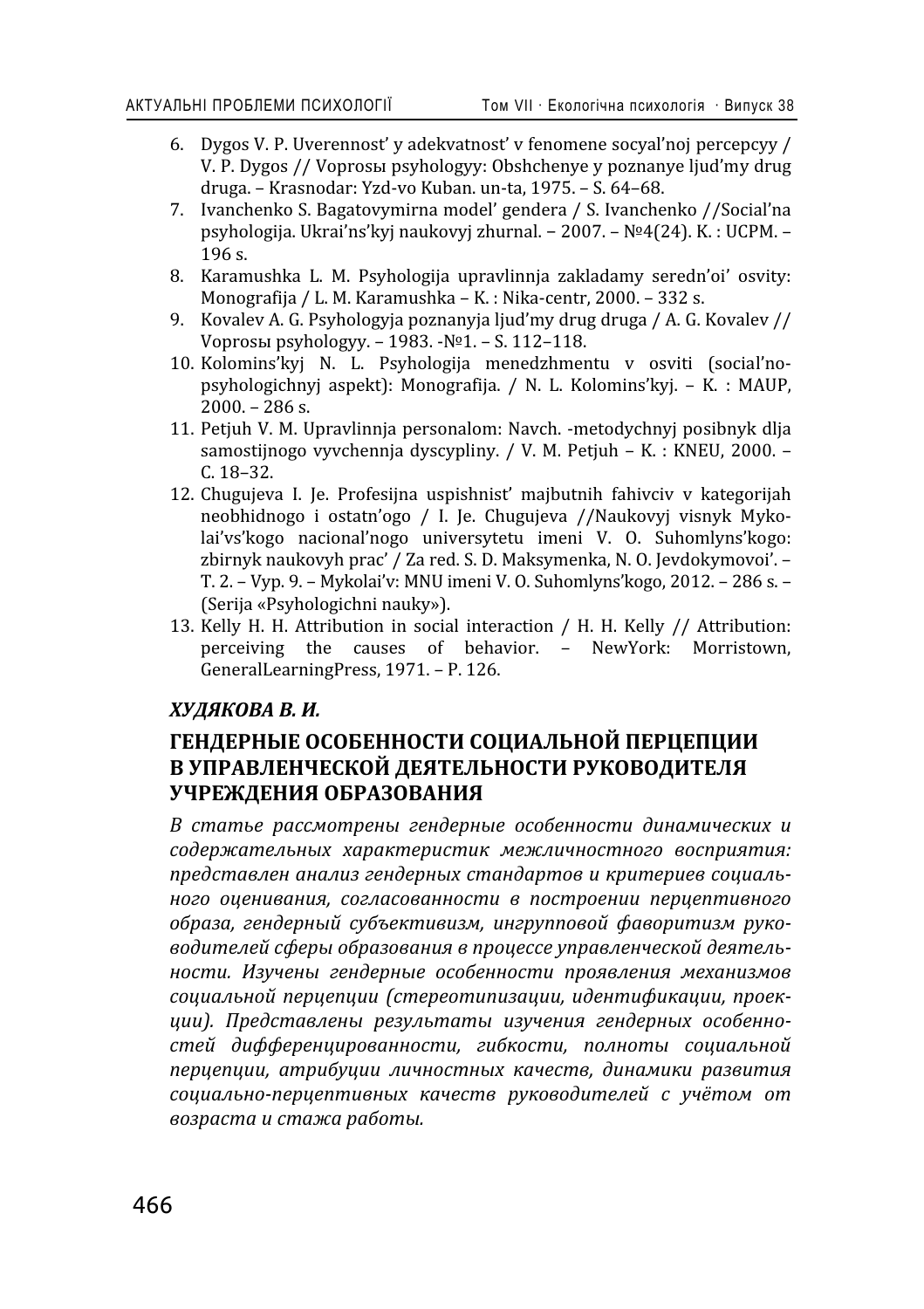6. Dygos V. P. Uverennost' y adekvatnost' v fenomene socyal'noj percepcyy / V. P. Dygos // Voprosы psyhologyy: Obshchenye y poznanye ljud'my drug druga. – Krasnodar: Yzd-vo Kuban. un-ta, 1975. – S. 64–68.
7. Ivanchenko S. Bagatovymirna model' gendera / S. Ivanchenko //Social'na psyhologija. Ukrai'ns'kyj naukovyj zhurnal. – 2007. – №4(24). K. : UCPM. – 196 s.
8. Karamushka L. M. Psyhologija upravlinnja zakladamy seredn'oi' osvity: Monografija / L. M. Karamushka – K. : Nika-centr, 2000. – 332 s.
9. Kovalev A. G. Psyhologyja poznanyja ljud'my drug druga / A. G. Kovalev // Voprosы psyhologyy. – 1983. -№1. – S. 112–118.
10. Kolomins'kyj N. L. Psyhologija menedzhmentu v osviti (social'no-psyhologichnyj aspekt): Monografija. / N. L. Kolomins'kyj. – K. : MAUP, 2000. – 286 s.
11. Petjuh V. M. Upravlinnja personalom: Navch. -metodychnyj posibnyk dlja samostijnogo vyvchennja dyscypliny. / V. M. Petjuh – K. : KNEU, 2000. – C. 18–32.
12. Chugujeva I. Je. Profesijna uspishnist' majbutnih fahivciv v kategorijah neobhidnogo i ostatn'ogo / I. Je. Chugujeva //Naukovyj visnyk Mykolai'vs'kogo nacional'nogo universytetu imeni V. O. Suhomlyns'kogo: zbirnyk naukovyh prac' / Za red. S. D. Maksymenka, N. O. Jevdokymovoi'. – T. 2. – Vyp. 9. – Mykolai'v: MNU imeni V. O. Suhomlyns'kogo, 2012. – 286 s. – (Serija «Psyhologichni nauky»).
13. Kelly H. H. Attribution in social interaction / H. H. Kelly // Attribution: perceiving the causes of behavior. – NewYork: Morristown, GeneralLearningPress, 1971. – P. 126.

***ХУДЯКОВА В. И.***

## ГЕНДЕРНЫЕ ОСОБЕННОСТИ СОЦИАЛЬНОЙ ПЕРЦЕПЦИИ В УПРАВЛЕНЧЕСКОЙ ДЕЯТЕЛЬНОСТИ РУКОВОДИТЕЛЯ УЧРЕЖДЕНИЯ ОБРАЗОВАНИЯ

*В статье рассмотрены гендерные особенности динамических и содержательных характеристик межличностного восприятия: представлен анализ гендерных стандартов и критериев социального оценивания, согласованности в построении перцептивного образа, гендерный субъективизм, ингрупповой фаворитизм руководителей сферы образования в процессе управленческой деятельности. Изучены гендерные особенности проявления механизмов социальной перцепции (стереотипизации, идентификации, проекции). Представлены результаты изучения гендерных особенностей дифференцированности, гибкости, полноты социальной перцепции, атрибуции личностных качеств, динамики развития социально-перцептивных качеств руководителей с учётом от возраста и стажа работы.*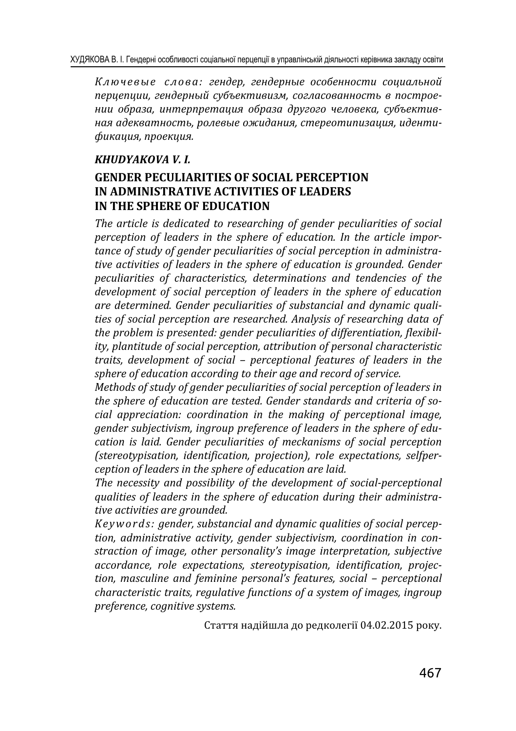*Ключевые слова: гендер, гендерные особенности социальной перцепции, гендерный субъективизм, согласованность в построении образа, интерпретация образа другого человека, субъективная адекватность, ролевые ожидания, стереотипизация, идентификация, проекция.*

***KHUDYAKOVA V. I.***

## GENDER PECULIARITIES OF SOCIAL PERCEPTION IN ADMINISTRATIVE ACTIVITIES OF LEADERS IN THE SPHERE OF EDUCATION

*The article is dedicated to researching of gender peculiarities of social perception of leaders in the sphere of education. In the article importance of study of gender peculiarities of social perception in administrative activities of leaders in the sphere of education is grounded. Gender peculiarities of characteristics, determinations and tendencies of the development of social perception of leaders in the sphere of education are determined. Gender peculiarities of substancial and dynamic qualities of social perception are researched. Analysis of researching data of the problem is presented: gender peculiarities of differentiation, flexibility, plantitude of social perception, attribution of personal characteristic traits, development of social – perceptional features of leaders in the sphere of education according to their age and record of service.*

*Methods of study of gender peculiarities of social perception of leaders in the sphere of education are tested. Gender standards and criteria of social appreciation: coordination in the making of perceptional image, gender subjectivism, ingroup preference of leaders in the sphere of education is laid. Gender peculiarities of meckanisms of social perception (stereotypisation, identification, projection), role expectations, selfperception of leaders in the sphere of education are laid.*

*The necessity and possibility of the development of social-perceptional qualities of leaders in the sphere of education during their administrative activities are grounded.*

*Keywords: gender, substancial and dynamic qualities of social perception, administrative activity, gender subjectivism, coordination in constraction of image, other personality's image interpretation, subjective accordance, role expectations, stereotypisation, identification, projection, masculine and feminine personal's features, social – perceptional characteristic traits, regulative functions of a system of images, ingroup preference, cognitive systems.*

Стаття надійшла до редколегії 04.02.2015 року.